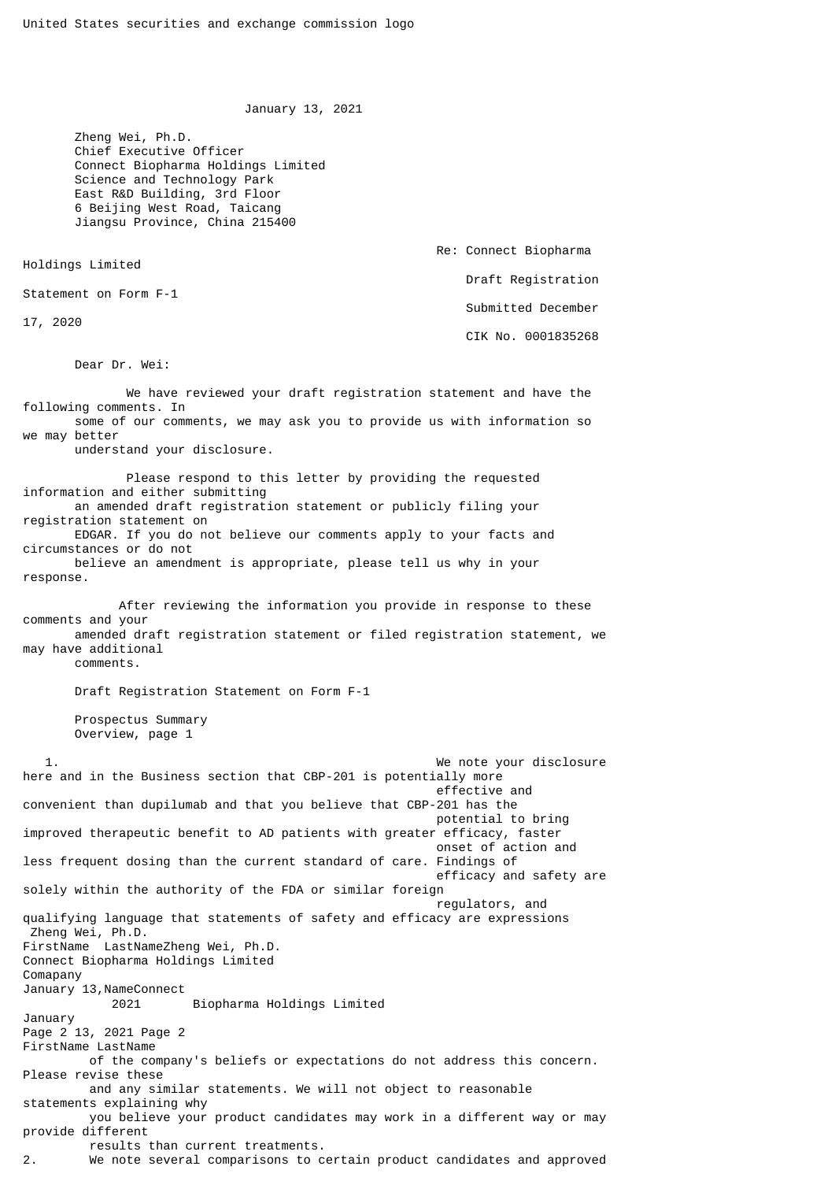United States securities and exchange commission logo

January 13, 2021

Zheng Wei, Ph.D.
Chief Executive Officer
Connect Biopharma Holdings Limited
Science and Technology Park
East R&D Building, 3rd Floor
6 Beijing West Road, Taicang
Jiangsu Province, China 215400

Re: Connect Biopharma Holdings Limited
Draft Registration Statement on Form F-1
Submitted December 17, 2020
CIK No. 0001835268

Dear Dr. Wei:

We have reviewed your draft registration statement and have the following comments. In some of our comments, we may ask you to provide us with information so we may better understand your disclosure.

Please respond to this letter by providing the requested information and either submitting an amended draft registration statement or publicly filing your registration statement on EDGAR. If you do not believe our comments apply to your facts and circumstances or do not believe an amendment is appropriate, please tell us why in your response.

After reviewing the information you provide in response to these comments and your amended draft registration statement or filed registration statement, we may have additional comments.

Draft Registration Statement on Form F-1

Prospectus Summary
Overview, page 1

1. We note your disclosure here and in the Business section that CBP-201 is potentially more effective and convenient than dupilumab and that you believe that CBP-201 has the potential to bring improved therapeutic benefit to AD patients with greater efficacy, faster onset of action and less frequent dosing than the current standard of care. Findings of efficacy and safety are solely within the authority of the FDA or similar foreign regulators, and qualifying language that statements of safety and efficacy are expressions of the company's beliefs or expectations do not address this concern. Please revise these and any similar statements. We will not object to reasonable statements explaining why you believe your product candidates may work in a different way or may provide different results than current treatments.

2. We note several comparisons to certain product candidates and approved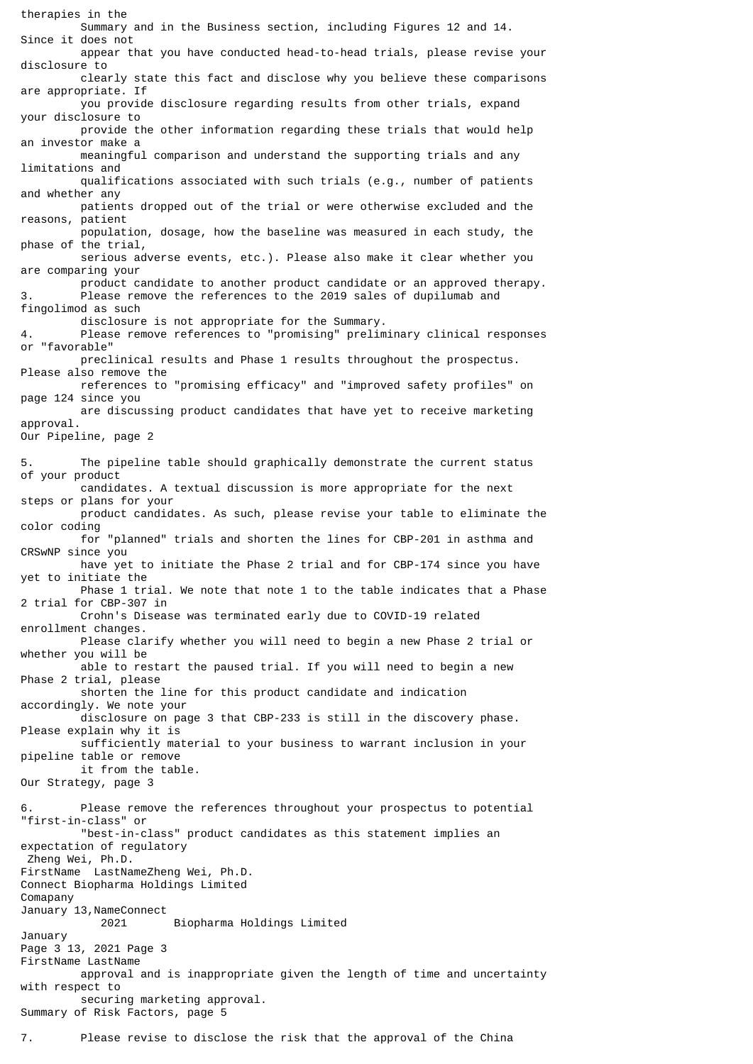therapies in the Summary and in the Business section, including Figures 12 and 14. Since it does not appear that you have conducted head-to-head trials, please revise your disclosure to clearly state this fact and disclose why you believe these comparisons are appropriate. If you provide disclosure regarding results from other trials, expand your disclosure to provide the other information regarding these trials that would help an investor make a meaningful comparison and understand the supporting trials and any limitations and qualifications associated with such trials (e.g., number of patients and whether any patients dropped out of the trial or were otherwise excluded and the reasons, patient population, dosage, how the baseline was measured in each study, the phase of the trial, serious adverse events, etc.). Please also make it clear whether you are comparing your product candidate to another product candidate or an approved therapy.

3. Please remove the references to the 2019 sales of dupilumab and fingolimod as such disclosure is not appropriate for the Summary.

4. Please remove references to "promising" preliminary clinical responses or "favorable" preclinical results and Phase 1 results throughout the prospectus. Please also remove the references to "promising efficacy" and "improved safety profiles" on page 124 since you are discussing product candidates that have yet to receive marketing approval.

Our Pipeline, page 2

5. The pipeline table should graphically demonstrate the current status of your product candidates. A textual discussion is more appropriate for the next steps or plans for your product candidates. As such, please revise your table to eliminate the color coding for "planned" trials and shorten the lines for CBP-201 in asthma and CRSwNP since you have yet to initiate the Phase 2 trial and for CBP-174 since you have yet to initiate the Phase 1 trial. We note that note 1 to the table indicates that a Phase 2 trial for CBP-307 in Crohn's Disease was terminated early due to COVID-19 related enrollment changes. Please clarify whether you will need to begin a new Phase 2 trial or whether you will be able to restart the paused trial. If you will need to begin a new Phase 2 trial, please shorten the line for this product candidate and indication accordingly. We note your disclosure on page 3 that CBP-233 is still in the discovery phase. Please explain why it is sufficiently material to your business to warrant inclusion in your pipeline table or remove it from the table.

Our Strategy, page 3

6. Please remove the references throughout your prospectus to potential "first-in-class" or "best-in-class" product candidates as this statement implies an expectation of regulatory approval and is inappropriate given the length of time and uncertainty with respect to securing marketing approval.

Summary of Risk Factors, page 5

7. Please revise to disclose the risk that the approval of the China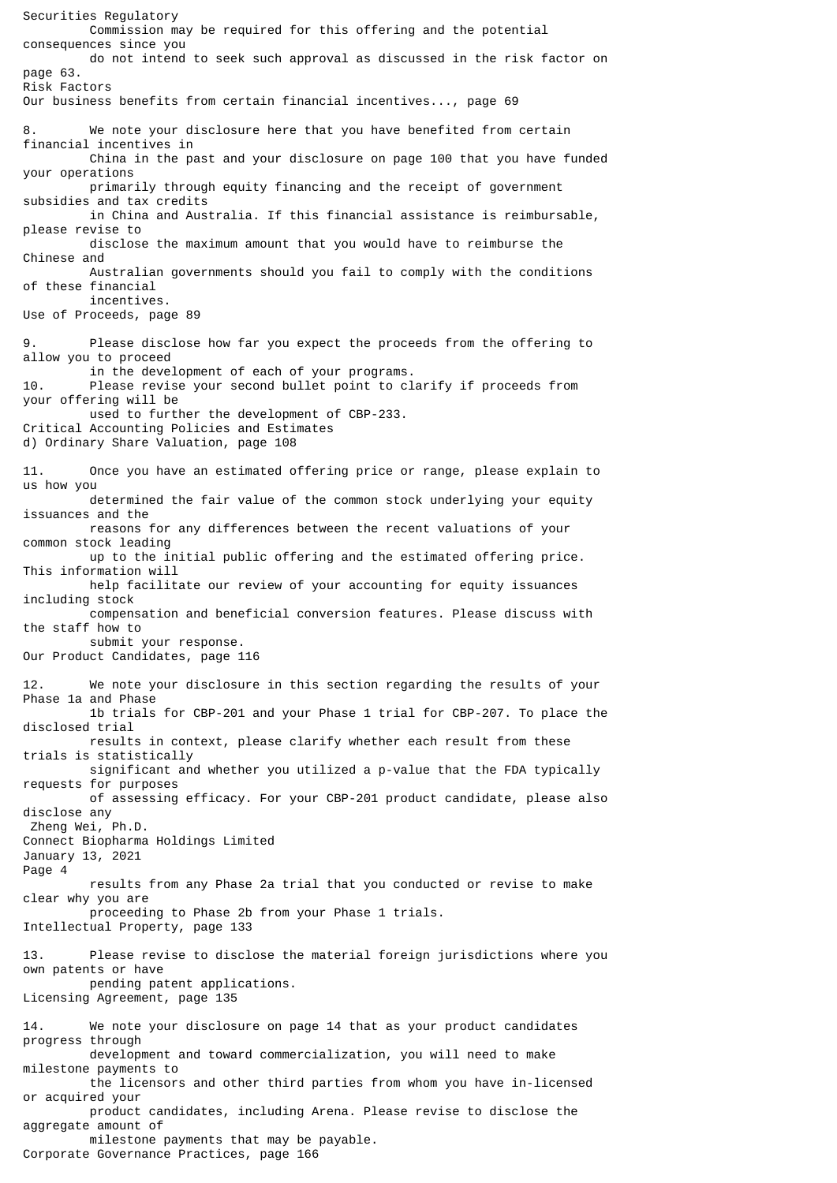Securities Regulatory Commission may be required for this offering and the potential consequences since you do not intend to seek such approval as discussed in the risk factor on page 63.

Risk Factors
Our business benefits from certain financial incentives..., page 69

8. We note your disclosure here that you have benefited from certain financial incentives in China in the past and your disclosure on page 100 that you have funded your operations primarily through equity financing and the receipt of government subsidies and tax credits in China and Australia. If this financial assistance is reimbursable, please revise to disclose the maximum amount that you would have to reimburse the Chinese and Australian governments should you fail to comply with the conditions of these financial incentives.

Use of Proceeds, page 89

9. Please disclose how far you expect the proceeds from the offering to allow you to proceed in the development of each of your programs.

10. Please revise your second bullet point to clarify if proceeds from your offering will be used to further the development of CBP-233.

Critical Accounting Policies and Estimates
d) Ordinary Share Valuation, page 108

11. Once you have an estimated offering price or range, please explain to us how you determined the fair value of the common stock underlying your equity issuances and the reasons for any differences between the recent valuations of your common stock leading up to the initial public offering and the estimated offering price. This information will help facilitate our review of your accounting for equity issuances including stock compensation and beneficial conversion features. Please discuss with the staff how to submit your response.

Our Product Candidates, page 116

12. We note your disclosure in this section regarding the results of your Phase 1a and Phase 1b trials for CBP-201 and your Phase 1 trial for CBP-207. To place the disclosed trial results in context, please clarify whether each result from these trials is statistically significant and whether you utilized a p-value that the FDA typically requests for purposes of assessing efficacy. For your CBP-201 product candidate, please also disclose any results from any Phase 2a trial that you conducted or revise to make clear why you are proceeding to Phase 2b from your Phase 1 trials.

Intellectual Property, page 133

13. Please revise to disclose the material foreign jurisdictions where you own patents or have pending patent applications.

Licensing Agreement, page 135

14. We note your disclosure on page 14 that as your product candidates progress through development and toward commercialization, you will need to make milestone payments to the licensors and other third parties from whom you have in-licensed or acquired your product candidates, including Arena. Please revise to disclose the aggregate amount of milestone payments that may be payable.

Corporate Governance Practices, page 166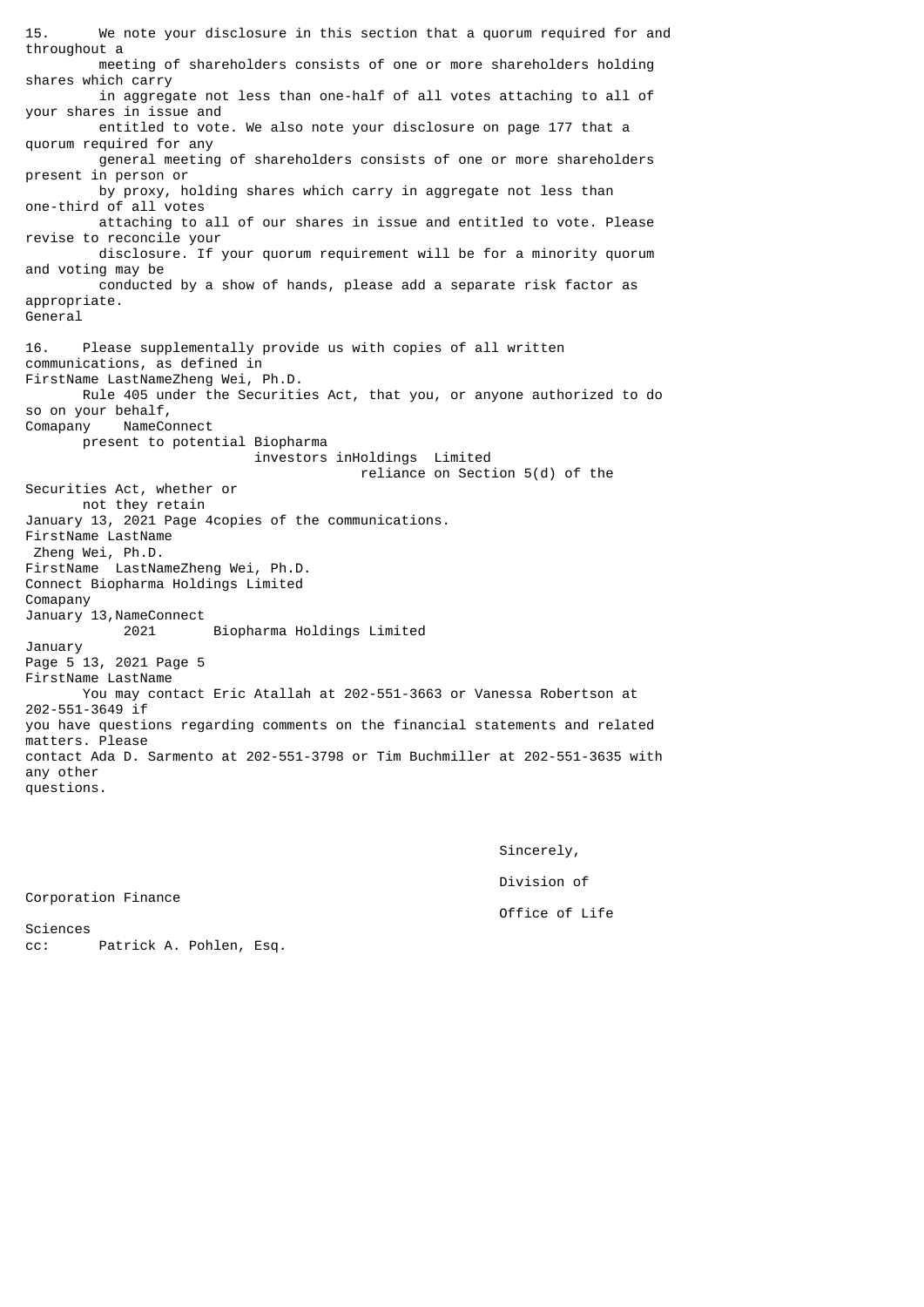15. We note your disclosure in this section that a quorum required for and throughout a meeting of shareholders consists of one or more shareholders holding shares which carry in aggregate not less than one-half of all votes attaching to all of your shares in issue and entitled to vote. We also note your disclosure on page 177 that a quorum required for any general meeting of shareholders consists of one or more shareholders present in person or by proxy, holding shares which carry in aggregate not less than one-third of all votes attaching to all of our shares in issue and entitled to vote. Please revise to reconcile your disclosure. If your quorum requirement will be for a minority quorum and voting may be conducted by a show of hands, please add a separate risk factor as appropriate.

## General

16. Please supplementally provide us with copies of all written communications, as defined in Rule 405 under the Securities Act, that you, or anyone authorized to do so on your behalf, present to potential investors in reliance on Section 5(d) of the Securities Act, whether or not they retain copies of the communications.

Zheng Wei, Ph.D.
Connect Biopharma Holdings Limited
January 13, 2021
Page 5

You may contact Eric Atallah at 202-551-3663 or Vanessa Robertson at 202-551-3649 if you have questions regarding comments on the financial statements and related matters. Please contact Ada D. Sarmento at 202-551-3798 or Tim Buchmiller at 202-551-3635 with any other questions.

Sincerely,

Division of Corporation Finance
Office of Life Sciences

cc: Patrick A. Pohlen, Esq.